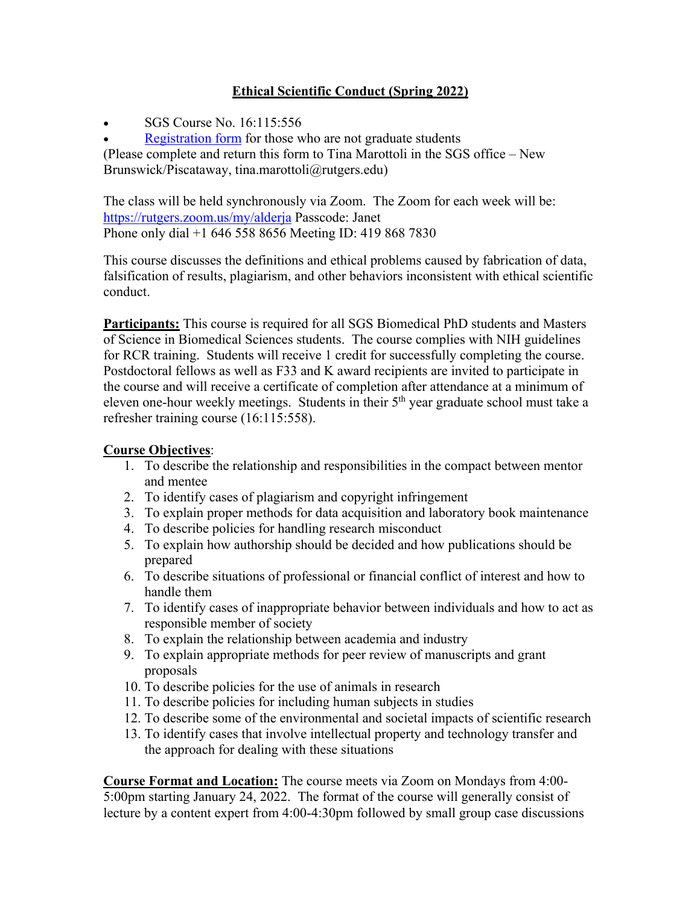# Ethical Scientific Conduct (Spring 2022)

- SGS Course No. 16:115:556
- [Registration form](#) for those who are not graduate students

(Please complete and return this form to Tina Marottoli in the SGS office – New Brunswick/Piscataway, tina.marottoli@rutgers.edu)

The class will be held synchronously via Zoom. The Zoom for each week will be: https://rutgers.zoom.us/my/alderja Passcode: Janet
Phone only dial +1 646 558 8656 Meeting ID: 419 868 7830

This course discusses the definitions and ethical problems caused by fabrication of data, falsification of results, plagiarism, and other behaviors inconsistent with ethical scientific conduct.

**Participants:** This course is required for all SGS Biomedical PhD students and Masters of Science in Biomedical Sciences students. The course complies with NIH guidelines for RCR training. Students will receive 1 credit for successfully completing the course. Postdoctoral fellows as well as F33 and K award recipients are invited to participate in the course and will receive a certificate of completion after attendance at a minimum of eleven one-hour weekly meetings. Students in their 5th year graduate school must take a refresher training course (16:115:558).

**Course Objectives**:

1. To describe the relationship and responsibilities in the compact between mentor and mentee
2. To identify cases of plagiarism and copyright infringement
3. To explain proper methods for data acquisition and laboratory book maintenance
4. To describe policies for handling research misconduct
5. To explain how authorship should be decided and how publications should be prepared
6. To describe situations of professional or financial conflict of interest and how to handle them
7. To identify cases of inappropriate behavior between individuals and how to act as responsible member of society
8. To explain the relationship between academia and industry
9. To explain appropriate methods for peer review of manuscripts and grant proposals
10. To describe policies for the use of animals in research
11. To describe policies for including human subjects in studies
12. To describe some of the environmental and societal impacts of scientific research
13. To identify cases that involve intellectual property and technology transfer and the approach for dealing with these situations

**Course Format and Location:** The course meets via Zoom on Mondays from 4:00-5:00pm starting January 24, 2022. The format of the course will generally consist of lecture by a content expert from 4:00-4:30pm followed by small group case discussions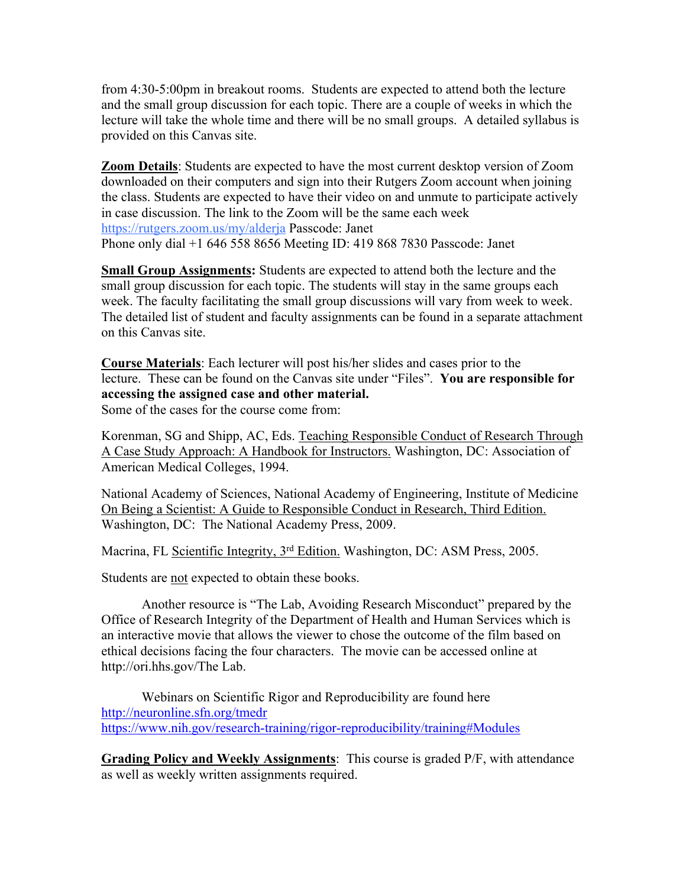from 4:30-5:00pm in breakout rooms. Students are expected to attend both the lecture and the small group discussion for each topic. There are a couple of weeks in which the lecture will take the whole time and there will be no small groups. A detailed syllabus is provided on this Canvas site.

**Zoom Details**: Students are expected to have the most current desktop version of Zoom downloaded on their computers and sign into their Rutgers Zoom account when joining the class. Students are expected to have their video on and unmute to participate actively in case discussion. The link to the Zoom will be the same each week https://rutgers.zoom.us/my/alderja Passcode: Janet
Phone only dial +1 646 558 8656 Meeting ID: 419 868 7830 Passcode: Janet

**Small Group Assignments:** Students are expected to attend both the lecture and the small group discussion for each topic. The students will stay in the same groups each week. The faculty facilitating the small group discussions will vary from week to week. The detailed list of student and faculty assignments can be found in a separate attachment on this Canvas site.

**Course Materials**: Each lecturer will post his/her slides and cases prior to the lecture. These can be found on the Canvas site under "Files". **You are responsible for accessing the assigned case and other material.**
Some of the cases for the course come from:

Korenman, SG and Shipp, AC, Eds. Teaching Responsible Conduct of Research Through A Case Study Approach: A Handbook for Instructors. Washington, DC: Association of American Medical Colleges, 1994.

National Academy of Sciences, National Academy of Engineering, Institute of Medicine On Being a Scientist: A Guide to Responsible Conduct in Research, Third Edition. Washington, DC: The National Academy Press, 2009.

Macrina, FL Scientific Integrity, 3rd Edition. Washington, DC: ASM Press, 2005.

Students are not expected to obtain these books.

Another resource is "The Lab, Avoiding Research Misconduct" prepared by the Office of Research Integrity of the Department of Health and Human Services which is an interactive movie that allows the viewer to chose the outcome of the film based on ethical decisions facing the four characters. The movie can be accessed online at http://ori.hhs.gov/The Lab.

Webinars on Scientific Rigor and Reproducibility are found here
http://neuronline.sfn.org/tmedr
https://www.nih.gov/research-training/rigor-reproducibility/training#Modules

**Grading Policy and Weekly Assignments**: This course is graded P/F, with attendance as well as weekly written assignments required.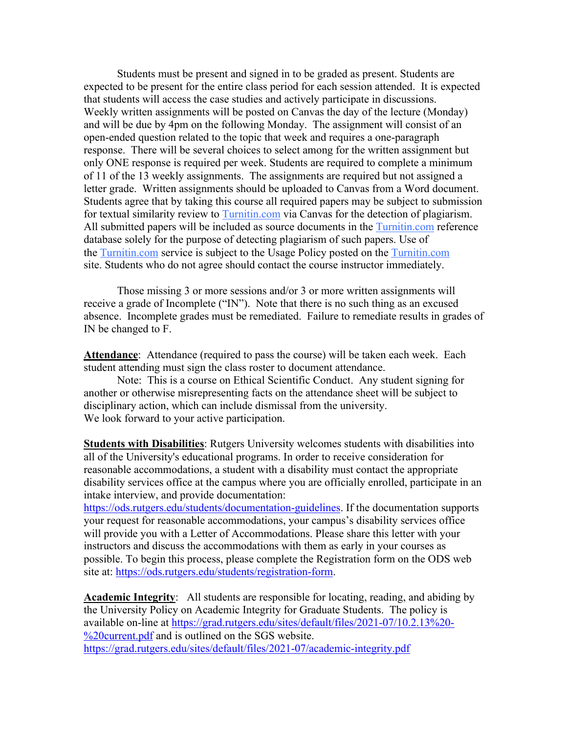Students must be present and signed in to be graded as present. Students are expected to be present for the entire class period for each session attended. It is expected that students will access the case studies and actively participate in discussions. Weekly written assignments will be posted on Canvas the day of the lecture (Monday) and will be due by 4pm on the following Monday. The assignment will consist of an open-ended question related to the topic that week and requires a one-paragraph response. There will be several choices to select among for the written assignment but only ONE response is required per week. Students are required to complete a minimum of 11 of the 13 weekly assignments. The assignments are required but not assigned a letter grade. Written assignments should be uploaded to Canvas from a Word document. Students agree that by taking this course all required papers may be subject to submission for textual similarity review to [Turnitin.com](http://Turnitin.com) via Canvas for the detection of plagiarism. All submitted papers will be included as source documents in the [Turnitin.com](http://Turnitin.com) reference database solely for the purpose of detecting plagiarism of such papers. Use of the [Turnitin.com](http://Turnitin.com) service is subject to the Usage Policy posted on the [Turnitin.com](http://Turnitin.com) site. Students who do not agree should contact the course instructor immediately.

Those missing 3 or more sessions and/or 3 or more written assignments will receive a grade of Incomplete ("IN"). Note that there is no such thing as an excused absence. Incomplete grades must be remediated. Failure to remediate results in grades of IN be changed to F.

**Attendance**: Attendance (required to pass the course) will be taken each week. Each student attending must sign the class roster to document attendance.

Note: This is a course on Ethical Scientific Conduct. Any student signing for another or otherwise misrepresenting facts on the attendance sheet will be subject to disciplinary action, which can include dismissal from the university.
We look forward to your active participation.

**Students with Disabilities**: Rutgers University welcomes students with disabilities into all of the University's educational programs. In order to receive consideration for reasonable accommodations, a student with a disability must contact the appropriate disability services office at the campus where you are officially enrolled, participate in an intake interview, and provide documentation: https://ods.rutgers.edu/students/documentation-guidelines. If the documentation supports your request for reasonable accommodations, your campus's disability services office will provide you with a Letter of Accommodations. Please share this letter with your instructors and discuss the accommodations with them as early in your courses as possible. To begin this process, please complete the Registration form on the ODS web site at: https://ods.rutgers.edu/students/registration-form.

**Academic Integrity**: All students are responsible for locating, reading, and abiding by the University Policy on Academic Integrity for Graduate Students. The policy is available on-line at https://grad.rutgers.edu/sites/default/files/2021-07/10.2.13%20-%20current.pdf and is outlined on the SGS website.
https://grad.rutgers.edu/sites/default/files/2021-07/academic-integrity.pdf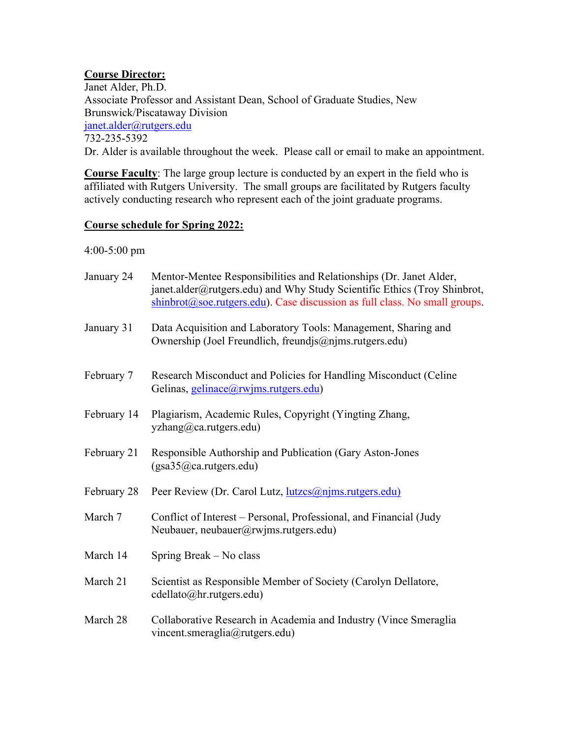**Course Director:**
Janet Alder, Ph.D.
Associate Professor and Assistant Dean, School of Graduate Studies, New Brunswick/Piscataway Division
janet.alder@rutgers.edu
732-235-5392
Dr. Alder is available throughout the week. Please call or email to make an appointment.

**Course Faculty**: The large group lecture is conducted by an expert in the field who is affiliated with Rutgers University. The small groups are facilitated by Rutgers faculty actively conducting research who represent each of the joint graduate programs.

**Course schedule for Spring 2022:**

4:00-5:00 pm

| | |
|---|---|
| January 24 | Mentor-Mentee Responsibilities and Relationships (Dr. Janet Alder, janet.alder@rutgers.edu) and Why Study Scientific Ethics (Troy Shinbrot, shinbrot@soe.rutgers.edu). Case discussion as full class. No small groups. |
| January 31 | Data Acquisition and Laboratory Tools: Management, Sharing and Ownership (Joel Freundlich, freundjs@njms.rutgers.edu) |
| February 7 | Research Misconduct and Policies for Handling Misconduct (Celine Gelinas, gelinace@rwjms.rutgers.edu) |
| February 14 | Plagiarism, Academic Rules, Copyright (Yingting Zhang, yzhang@ca.rutgers.edu) |
| February 21 | Responsible Authorship and Publication (Gary Aston-Jones (gsa35@ca.rutgers.edu) |
| February 28 | Peer Review (Dr. Carol Lutz, lutzcs@njms.rutgers.edu) |
| March 7 | Conflict of Interest – Personal, Professional, and Financial (Judy Neubauer, neubauer@rwjms.rutgers.edu) |
| March 14 | Spring Break – No class |
| March 21 | Scientist as Responsible Member of Society (Carolyn Dellatore, cdellato@hr.rutgers.edu) |
| March 28 | Collaborative Research in Academia and Industry (Vince Smeraglia vincent.smeraglia@rutgers.edu) |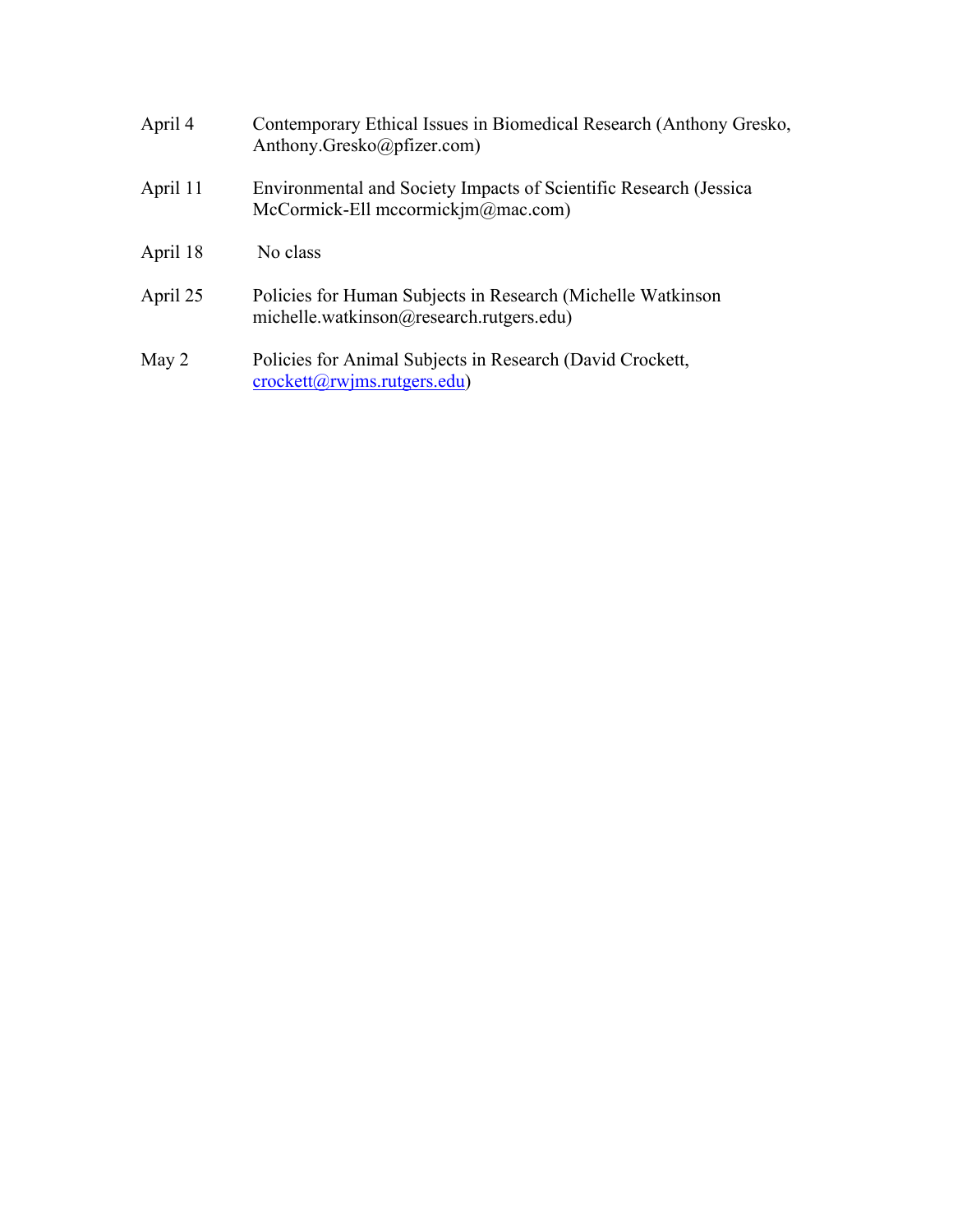| | |
|---|---|
| April 4 | Contemporary Ethical Issues in Biomedical Research (Anthony Gresko, Anthony.Gresko@pfizer.com) |
| April 11 | Environmental and Society Impacts of Scientific Research (Jessica McCormick-Ell mccormickjm@mac.com) |
| April 18 | No class |
| April 25 | Policies for Human Subjects in Research (Michelle Watkinson michelle.watkinson@research.rutgers.edu) |
| May 2 | Policies for Animal Subjects in Research (David Crockett, crockett@rwjms.rutgers.edu) |